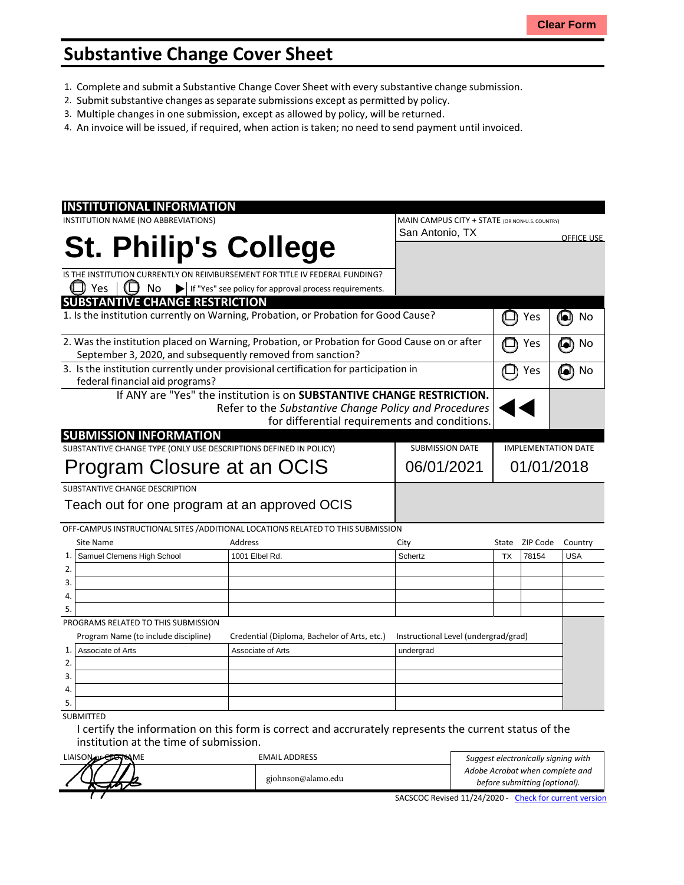# Substantive Change Cover Sheet

1. Complete and submit a Substantive Change Cover Sheet with every substantive change submission.
2. Submit substantive changes as separate submissions except as permitted by policy.
3. Multiple changes in one submission, except as allowed by policy, will be returned.
4. An invoice will be issued, if required, when action is taken; no need to send payment until invoiced.

## INSTITUTIONAL INFORMATION

INSTITUTION NAME (NO ABBREVIATIONS)

# St. Philip's College

MAIN CAMPUS CITY + STATE (OR NON-U.S. COUNTRY)

San Antonio, TX

OFFICE USE

IS THE INSTITUTION CURRENTLY ON REIMBURSEMENT FOR TITLE IV FEDERAL FUNDING?

☐ Yes | ☐ No ▶ If "Yes" see policy for approval process requirements.

## SUBSTANTIVE CHANGE RESTRICTION

| Question | Yes | No |
|---|---|---|
| 1. Is the institution currently on Warning, Probation, or Probation for Good Cause? | ☐ Yes | ◉ No |
| 2. Was the institution placed on Warning, Probation, or Probation for Good Cause on or after September 3, 2020, and subsequently removed from sanction? | ☐ Yes | ◉ No |
| 3. Is the institution currently under provisional certification for participation in federal financial aid programs? | ☐ Yes | ◉ No |

If ANY are "Yes" the institution is on **SUBSTANTIVE CHANGE RESTRICTION.** Refer to the *Substantive Change Policy and Procedures* for differential requirements and conditions. ◀◀

## SUBMISSION INFORMATION

| SUBSTANTIVE CHANGE TYPE (ONLY USE DESCRIPTIONS DEFINED IN POLICY) | SUBMISSION DATE | IMPLEMENTATION DATE |
|---|---|---|
| Program Closure at an OCIS | 06/01/2021 | 01/01/2018 |

SUBSTANTIVE CHANGE DESCRIPTION

Teach out for one program at an approved OCIS

OFF-CAMPUS INSTRUCTIONAL SITES /ADDITIONAL LOCATIONS RELATED TO THIS SUBMISSION

| | Site Name | Address | City | State | ZIP Code | Country |
|---|---|---|---|---|---|---|
| 1. | Samuel Clemens High School | 1001 Elbel Rd. | Schertz | TX | 78154 | USA |
| 2. | | | | | | |
| 3. | | | | | | |
| 4. | | | | | | |
| 5. | | | | | | |

PROGRAMS RELATED TO THIS SUBMISSION

| | Program Name (to include discipline) | Credential (Diploma, Bachelor of Arts, etc.) | Instructional Level (undergrad/grad) |
|---|---|---|---|
| 1. | Associate of Arts | Associate of Arts | undergrad |
| 2. | | | |
| 3. | | | |
| 4. | | | |
| 5. | | | |

SUBMITTED

I certify the information on this form is correct and accrurately represents the current status of the institution at the time of submission.

| LIAISON or CEO NAME | EMAIL ADDRESS | |
|---|---|---|
| [signature] | gjohnson@alamo.edu | *Suggest electronically signing with Adobe Acrobat when complete and before submitting (optional).* |

SACSCOC Revised 11/24/2020 - Check for current version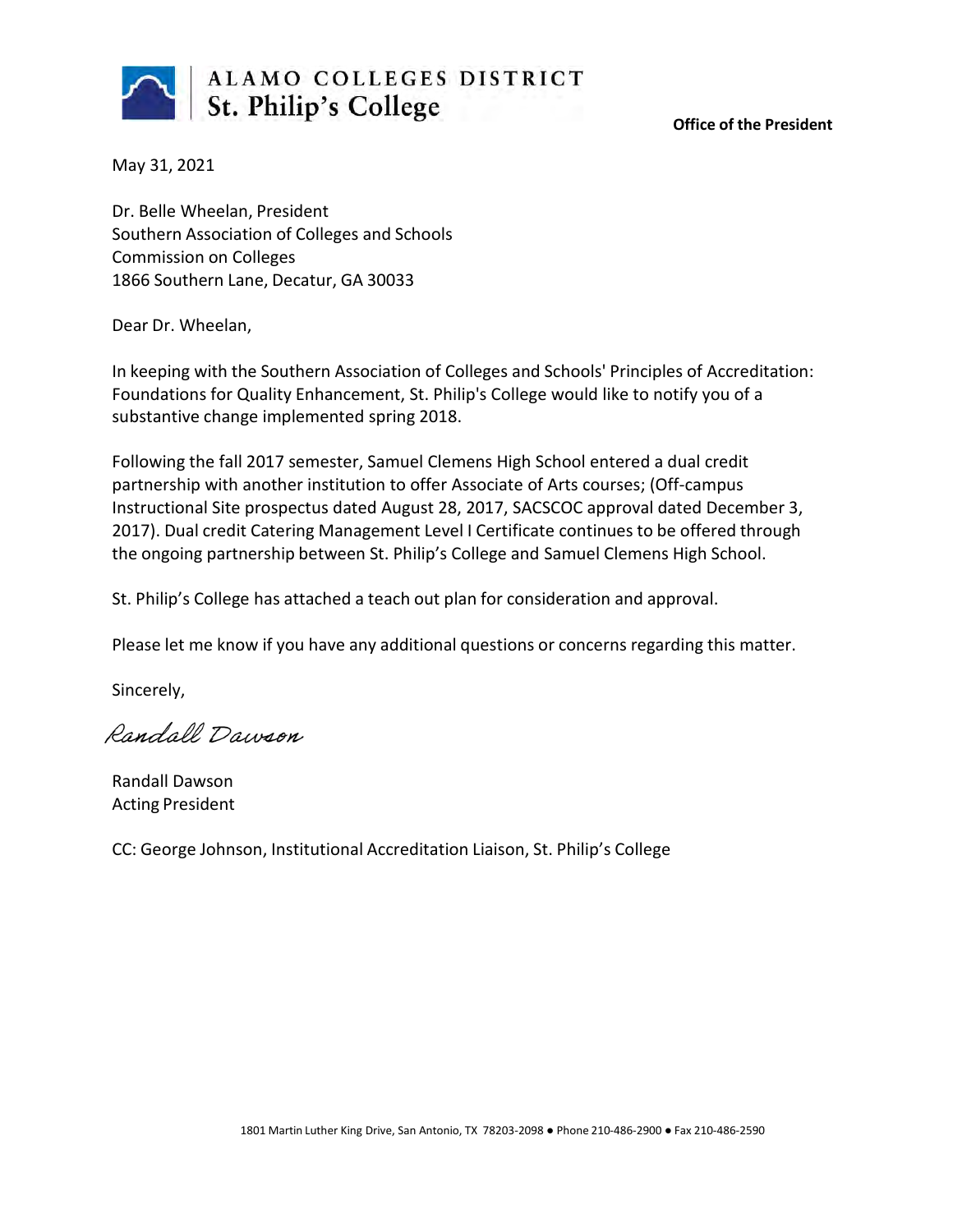ALAMO COLLEGES DISTRICT
St. Philip's College

**Office of the President**

May 31, 2021

Dr. Belle Wheelan, President
Southern Association of Colleges and Schools
Commission on Colleges
1866 Southern Lane, Decatur, GA 30033

Dear Dr. Wheelan,

In keeping with the Southern Association of Colleges and Schools' Principles of Accreditation: Foundations for Quality Enhancement, St. Philip's College would like to notify you of a substantive change implemented spring 2018.

Following the fall 2017 semester, Samuel Clemens High School entered a dual credit partnership with another institution to offer Associate of Arts courses; (Off-campus Instructional Site prospectus dated August 28, 2017, SACSCOC approval dated December 3, 2017). Dual credit Catering Management Level I Certificate continues to be offered through the ongoing partnership between St. Philip's College and Samuel Clemens High School.

St. Philip's College has attached a teach out plan for consideration and approval.

Please let me know if you have any additional questions or concerns regarding this matter.

Sincerely,

*Randall Dawson*

Randall Dawson
Acting President

CC: George Johnson, Institutional Accreditation Liaison, St. Philip's College

1801 Martin Luther King Drive, San Antonio, TX 78203-2098 ● Phone 210-486-2900 ● Fax 210-486-2590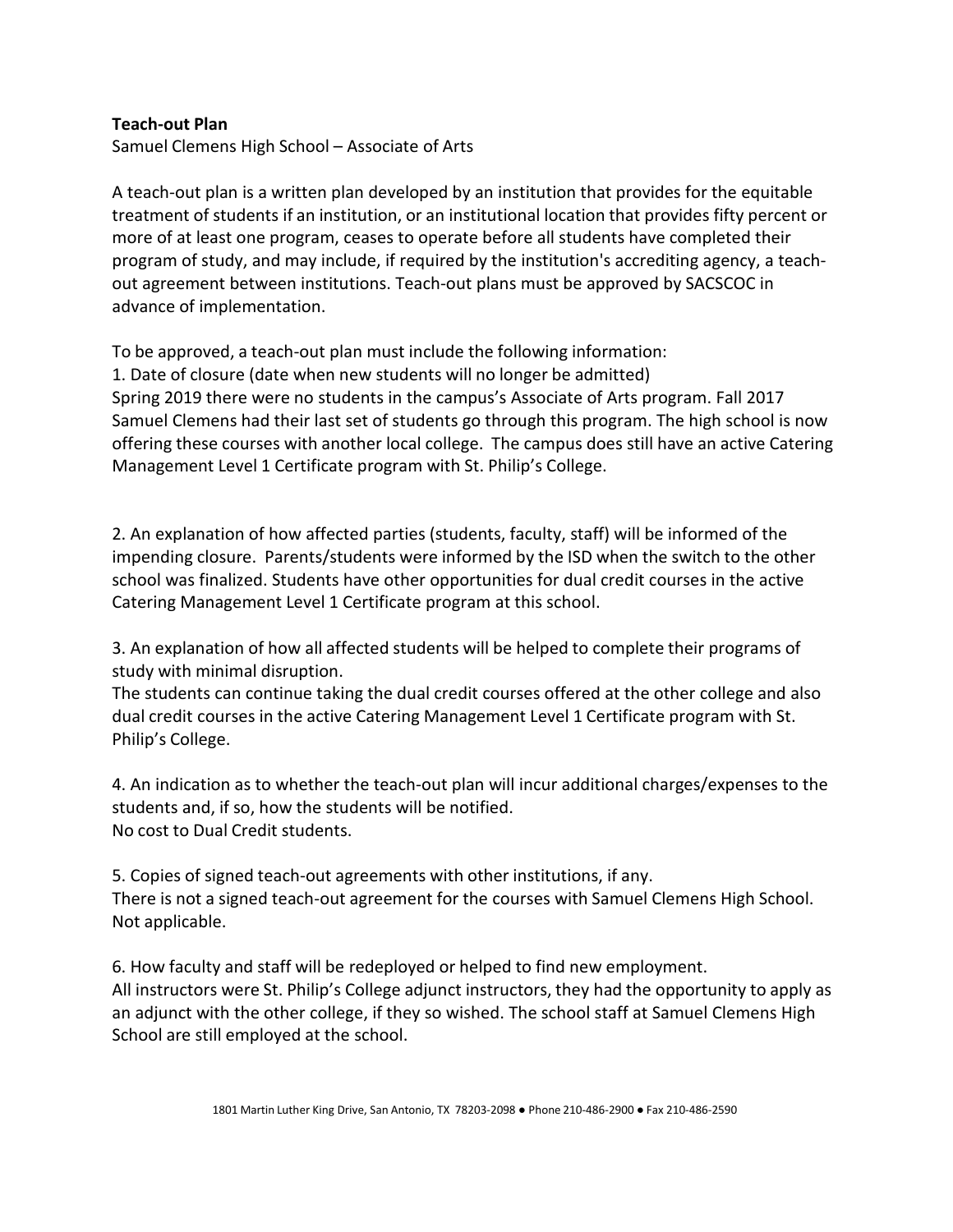**Teach-out Plan**

Samuel Clemens High School – Associate of Arts

A teach-out plan is a written plan developed by an institution that provides for the equitable treatment of students if an institution, or an institutional location that provides fifty percent or more of at least one program, ceases to operate before all students have completed their program of study, and may include, if required by the institution's accrediting agency, a teach-out agreement between institutions. Teach-out plans must be approved by SACSCOC in advance of implementation.

To be approved, a teach-out plan must include the following information:

1. Date of closure (date when new students will no longer be admitted)
Spring 2019 there were no students in the campus's Associate of Arts program. Fall 2017 Samuel Clemens had their last set of students go through this program. The high school is now offering these courses with another local college. The campus does still have an active Catering Management Level 1 Certificate program with St. Philip's College.

2. An explanation of how affected parties (students, faculty, staff) will be informed of the impending closure. Parents/students were informed by the ISD when the switch to the other school was finalized. Students have other opportunities for dual credit courses in the active Catering Management Level 1 Certificate program at this school.

3. An explanation of how all affected students will be helped to complete their programs of study with minimal disruption.
The students can continue taking the dual credit courses offered at the other college and also dual credit courses in the active Catering Management Level 1 Certificate program with St. Philip's College.

4. An indication as to whether the teach-out plan will incur additional charges/expenses to the students and, if so, how the students will be notified.
No cost to Dual Credit students.

5. Copies of signed teach-out agreements with other institutions, if any.
There is not a signed teach-out agreement for the courses with Samuel Clemens High School. Not applicable.

6. How faculty and staff will be redeployed or helped to find new employment.
All instructors were St. Philip's College adjunct instructors, they had the opportunity to apply as an adjunct with the other college, if they so wished. The school staff at Samuel Clemens High School are still employed at the school.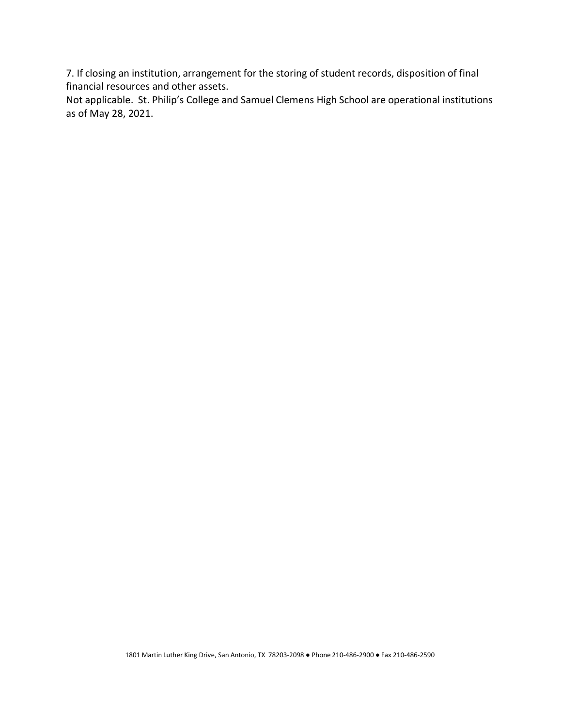7. If closing an institution, arrangement for the storing of student records, disposition of final financial resources and other assets.

Not applicable. St. Philip's College and Samuel Clemens High School are operational institutions as of May 28, 2021.